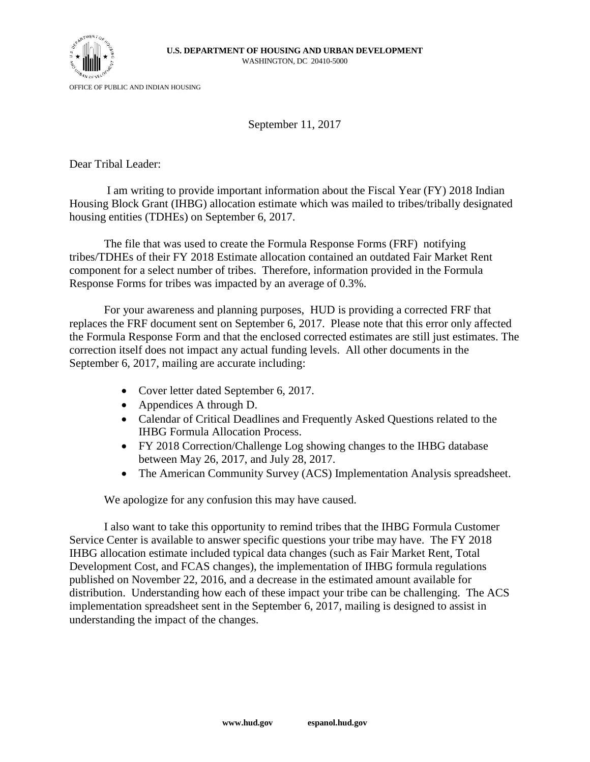**U.S. DEPARTMENT OF HOUSING AND URBAN DEVELOPMENT**
WASHINGTON, DC 20410-5000

OFFICE OF PUBLIC AND INDIAN HOUSING

September 11, 2017

Dear Tribal Leader:

I am writing to provide important information about the Fiscal Year (FY) 2018 Indian Housing Block Grant (IHBG) allocation estimate which was mailed to tribes/tribally designated housing entities (TDHEs) on September 6, 2017.

The file that was used to create the Formula Response Forms (FRF) notifying tribes/TDHEs of their FY 2018 Estimate allocation contained an outdated Fair Market Rent component for a select number of tribes. Therefore, information provided in the Formula Response Forms for tribes was impacted by an average of 0.3%.

For your awareness and planning purposes, HUD is providing a corrected FRF that replaces the FRF document sent on September 6, 2017. Please note that this error only affected the Formula Response Form and that the enclosed corrected estimates are still just estimates. The correction itself does not impact any actual funding levels. All other documents in the September 6, 2017, mailing are accurate including:

- Cover letter dated September 6, 2017.
- Appendices A through D.
- Calendar of Critical Deadlines and Frequently Asked Questions related to the IHBG Formula Allocation Process.
- FY 2018 Correction/Challenge Log showing changes to the IHBG database between May 26, 2017, and July 28, 2017.
- The American Community Survey (ACS) Implementation Analysis spreadsheet.

We apologize for any confusion this may have caused.

I also want to take this opportunity to remind tribes that the IHBG Formula Customer Service Center is available to answer specific questions your tribe may have. The FY 2018 IHBG allocation estimate included typical data changes (such as Fair Market Rent, Total Development Cost, and FCAS changes), the implementation of IHBG formula regulations published on November 22, 2016, and a decrease in the estimated amount available for distribution. Understanding how each of these impact your tribe can be challenging. The ACS implementation spreadsheet sent in the September 6, 2017, mailing is designed to assist in understanding the impact of the changes.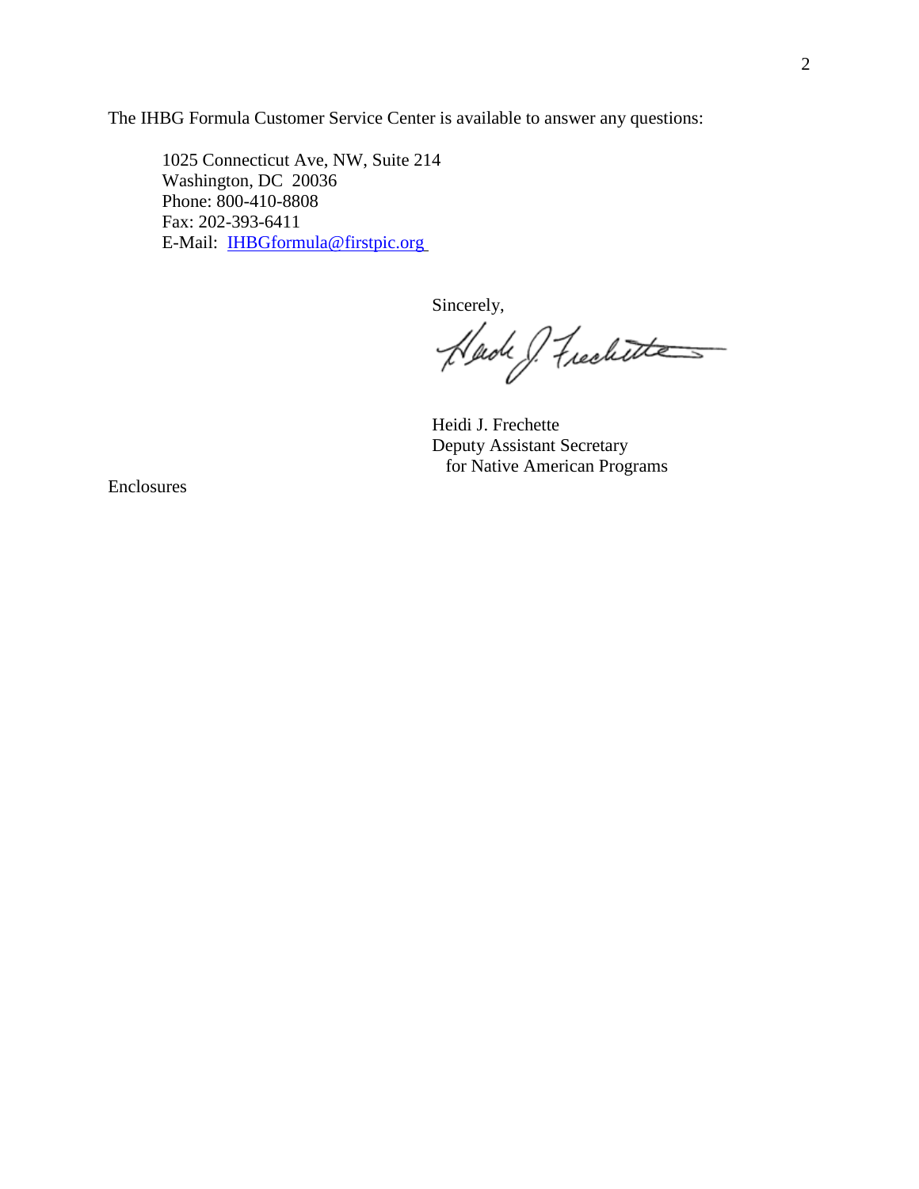The IHBG Formula Customer Service Center is available to answer any questions:

1025 Connecticut Ave, NW, Suite 214  
Washington, DC 20036  
Phone: 800-410-8808  
Fax: 202-393-6411  
E-Mail: [IHBGformula@firstpic.org](mailto:IHBGformula@firstpic.org)

Sincerely,

Heidi J. Frechette  
Deputy Assistant Secretary  
for Native American Programs

Enclosures